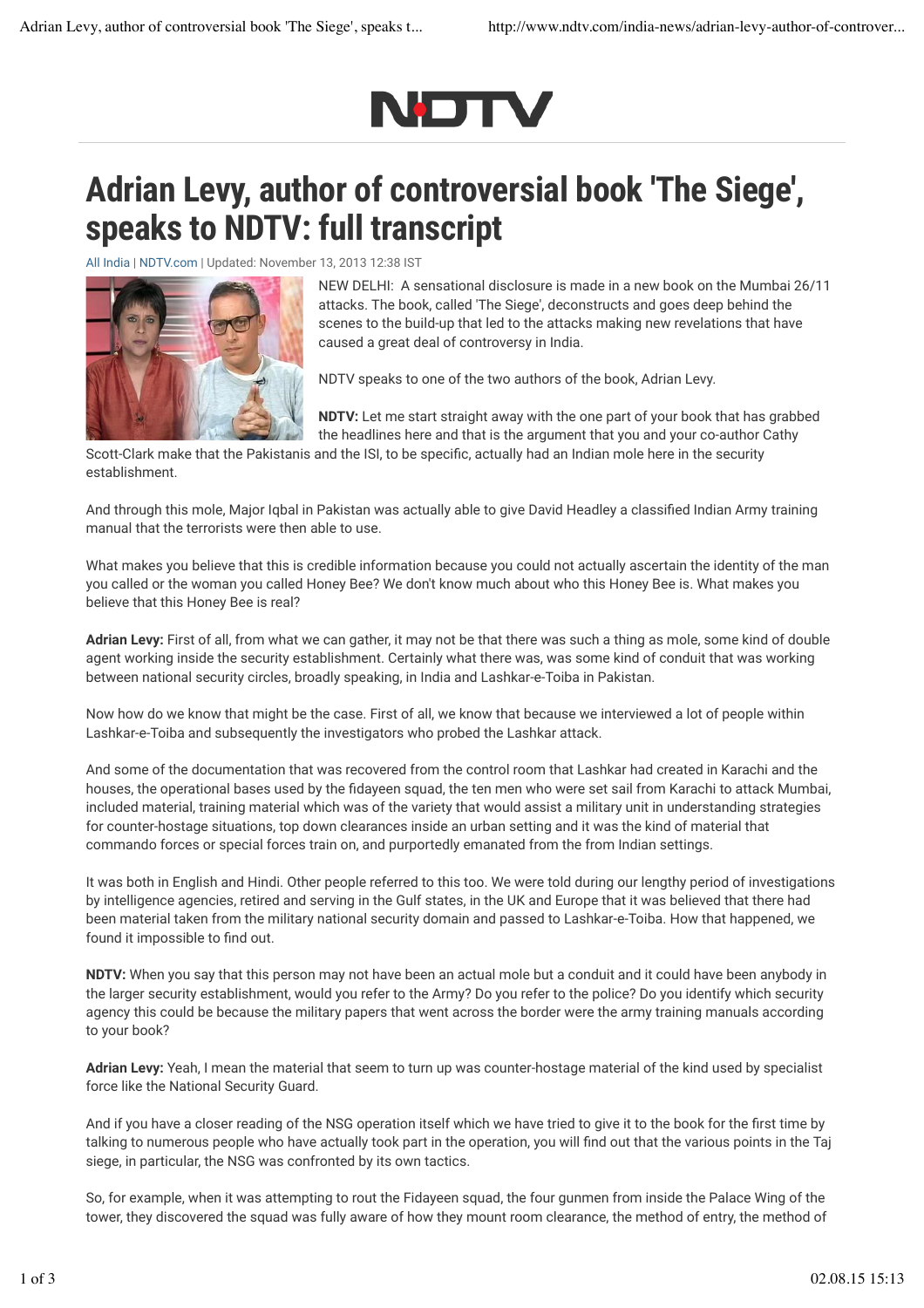# Adrian Levy, author of controversial book 'The Siege', speaks to NDTV: full transcript

All India | NDTV.com | Updated: November 13, 2013 12:38 IST

NEW DELHI: A sensational disclosure is made in a new book on the Mumbai 26/11 attacks. The book, called 'The Siege', deconstructs and goes deep behind the scenes to the build-up that led to the attacks making new revelations that have caused a great deal of controversy in India.

NDTV speaks to one of the two authors of the book, Adrian Levy.

**NDTV:** Let me start straight away with the one part of your book that has grabbed the headlines here and that is the argument that you and your co-author Cathy Scott-Clark make that the Pakistanis and the ISI, to be specific, actually had an Indian mole here in the security establishment.

And through this mole, Major Iqbal in Pakistan was actually able to give David Headley a classified Indian Army training manual that the terrorists were then able to use.

What makes you believe that this is credible information because you could not actually ascertain the identity of the man you called or the woman you called Honey Bee? We don't know much about who this Honey Bee is. What makes you believe that this Honey Bee is real?

**Adrian Levy:** First of all, from what we can gather, it may not be that there was such a thing as mole, some kind of double agent working inside the security establishment. Certainly what there was, was some kind of conduit that was working between national security circles, broadly speaking, in India and Lashkar-e-Toiba in Pakistan.

Now how do we know that might be the case. First of all, we know that because we interviewed a lot of people within Lashkar-e-Toiba and subsequently the investigators who probed the Lashkar attack.

And some of the documentation that was recovered from the control room that Lashkar had created in Karachi and the houses, the operational bases used by the fidayeen squad, the ten men who were set sail from Karachi to attack Mumbai, included material, training material which was of the variety that would assist a military unit in understanding strategies for counter-hostage situations, top down clearances inside an urban setting and it was the kind of material that commando forces or special forces train on, and purportedly emanated from the from Indian settings.

It was both in English and Hindi. Other people referred to this too. We were told during our lengthy period of investigations by intelligence agencies, retired and serving in the Gulf states, in the UK and Europe that it was believed that there had been material taken from the military national security domain and passed to Lashkar-e-Toiba. How that happened, we found it impossible to find out.

**NDTV:** When you say that this person may not have been an actual mole but a conduit and it could have been anybody in the larger security establishment, would you refer to the Army? Do you refer to the police? Do you identify which security agency this could be because the military papers that went across the border were the army training manuals according to your book?

**Adrian Levy:** Yeah, I mean the material that seem to turn up was counter-hostage material of the kind used by specialist force like the National Security Guard.

And if you have a closer reading of the NSG operation itself which we have tried to give it to the book for the first time by talking to numerous people who have actually took part in the operation, you will find out that the various points in the Taj siege, in particular, the NSG was confronted by its own tactics.

So, for example, when it was attempting to rout the Fidayeen squad, the four gunmen from inside the Palace Wing of the tower, they discovered the squad was fully aware of how they mount room clearance, the method of entry, the method of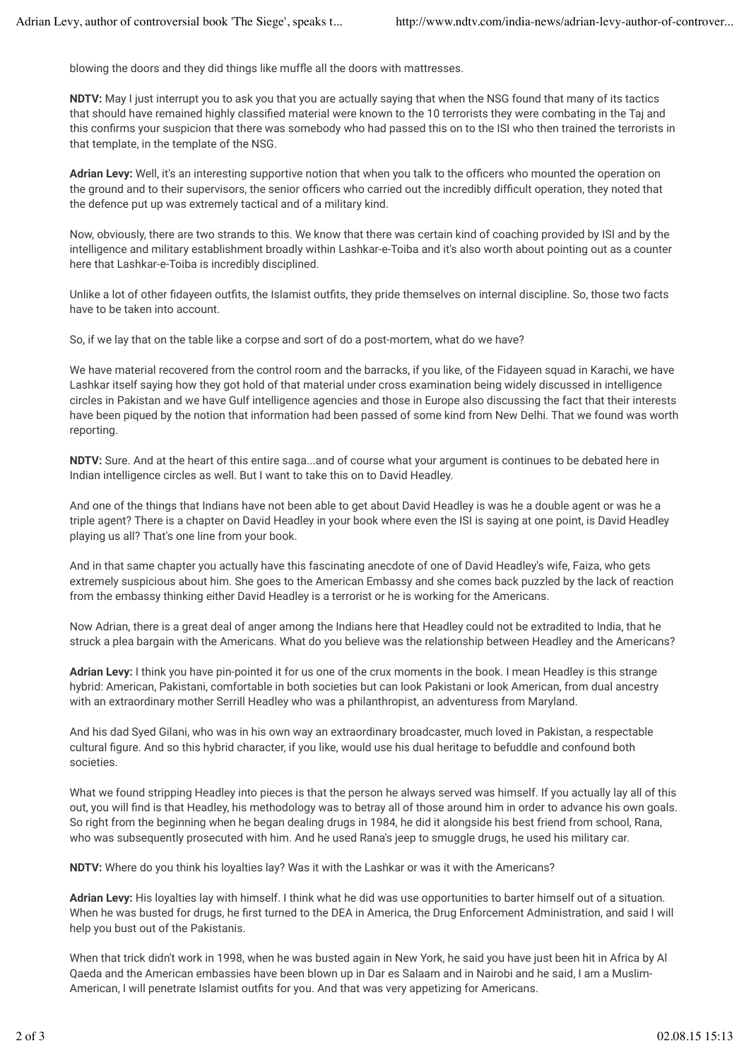blowing the doors and they did things like muffle all the doors with mattresses.

**NDTV:** May I just interrupt you to ask you that you are actually saying that when the NSG found that many of its tactics that should have remained highly classified material were known to the 10 terrorists they were combating in the Taj and this confirms your suspicion that there was somebody who had passed this on to the ISI who then trained the terrorists in that template, in the template of the NSG.

**Adrian Levy:** Well, it's an interesting supportive notion that when you talk to the officers who mounted the operation on the ground and to their supervisors, the senior officers who carried out the incredibly difficult operation, they noted that the defence put up was extremely tactical and of a military kind.

Now, obviously, there are two strands to this. We know that there was certain kind of coaching provided by ISI and by the intelligence and military establishment broadly within Lashkar-e-Toiba and it's also worth about pointing out as a counter here that Lashkar-e-Toiba is incredibly disciplined.

Unlike a lot of other fidayeen outfits, the Islamist outfits, they pride themselves on internal discipline. So, those two facts have to be taken into account.

So, if we lay that on the table like a corpse and sort of do a post-mortem, what do we have?

We have material recovered from the control room and the barracks, if you like, of the Fidayeen squad in Karachi, we have Lashkar itself saying how they got hold of that material under cross examination being widely discussed in intelligence circles in Pakistan and we have Gulf intelligence agencies and those in Europe also discussing the fact that their interests have been piqued by the notion that information had been passed of some kind from New Delhi. That we found was worth reporting.

**NDTV:** Sure. And at the heart of this entire saga...and of course what your argument is continues to be debated here in Indian intelligence circles as well. But I want to take this on to David Headley.

And one of the things that Indians have not been able to get about David Headley is was he a double agent or was he a triple agent? There is a chapter on David Headley in your book where even the ISI is saying at one point, is David Headley playing us all? That's one line from your book.

And in that same chapter you actually have this fascinating anecdote of one of David Headley's wife, Faiza, who gets extremely suspicious about him. She goes to the American Embassy and she comes back puzzled by the lack of reaction from the embassy thinking either David Headley is a terrorist or he is working for the Americans.

Now Adrian, there is a great deal of anger among the Indians here that Headley could not be extradited to India, that he struck a plea bargain with the Americans. What do you believe was the relationship between Headley and the Americans?

**Adrian Levy:** I think you have pin-pointed it for us one of the crux moments in the book. I mean Headley is this strange hybrid: American, Pakistani, comfortable in both societies but can look Pakistani or look American, from dual ancestry with an extraordinary mother Serrill Headley who was a philanthropist, an adventuress from Maryland.

And his dad Syed Gilani, who was in his own way an extraordinary broadcaster, much loved in Pakistan, a respectable cultural figure. And so this hybrid character, if you like, would use his dual heritage to befuddle and confound both societies.

What we found stripping Headley into pieces is that the person he always served was himself. If you actually lay all of this out, you will find is that Headley, his methodology was to betray all of those around him in order to advance his own goals. So right from the beginning when he began dealing drugs in 1984, he did it alongside his best friend from school, Rana, who was subsequently prosecuted with him. And he used Rana's jeep to smuggle drugs, he used his military car.

**NDTV:** Where do you think his loyalties lay? Was it with the Lashkar or was it with the Americans?

**Adrian Levy:** His loyalties lay with himself. I think what he did was use opportunities to barter himself out of a situation. When he was busted for drugs, he first turned to the DEA in America, the Drug Enforcement Administration, and said I will help you bust out of the Pakistanis.

When that trick didn't work in 1998, when he was busted again in New York, he said you have just been hit in Africa by Al Qaeda and the American embassies have been blown up in Dar es Salaam and in Nairobi and he said, I am a Muslim-American, I will penetrate Islamist outfits for you. And that was very appetizing for Americans.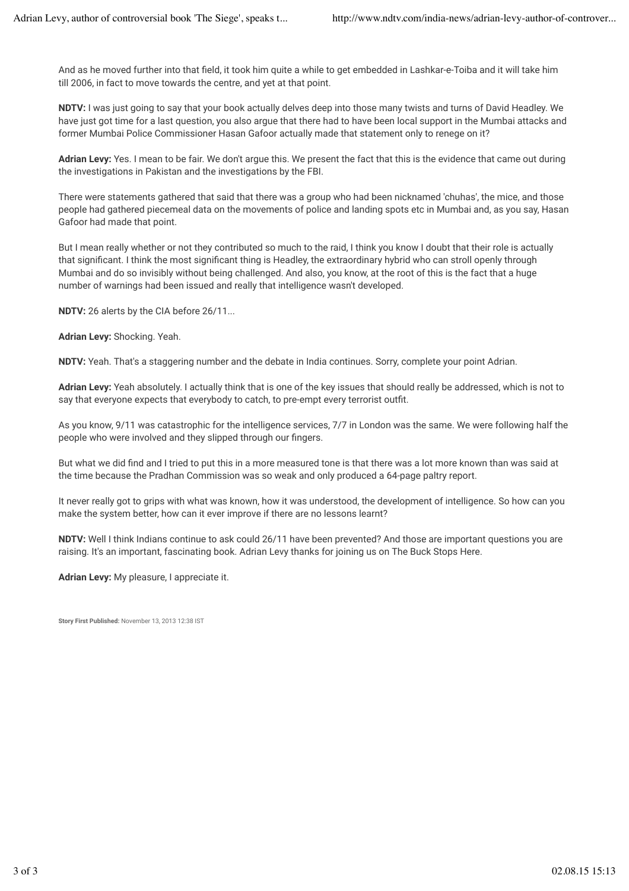And as he moved further into that field, it took him quite a while to get embedded in Lashkar-e-Toiba and it will take him till 2006, in fact to move towards the centre, and yet at that point.

**NDTV:** I was just going to say that your book actually delves deep into those many twists and turns of David Headley. We have just got time for a last question, you also argue that there had to have been local support in the Mumbai attacks and former Mumbai Police Commissioner Hasan Gafoor actually made that statement only to renege on it?

**Adrian Levy:** Yes. I mean to be fair. We don't argue this. We present the fact that this is the evidence that came out during the investigations in Pakistan and the investigations by the FBI.

There were statements gathered that said that there was a group who had been nicknamed 'chuhas', the mice, and those people had gathered piecemeal data on the movements of police and landing spots etc in Mumbai and, as you say, Hasan Gafoor had made that point.

But I mean really whether or not they contributed so much to the raid, I think you know I doubt that their role is actually that significant. I think the most significant thing is Headley, the extraordinary hybrid who can stroll openly through Mumbai and do so invisibly without being challenged. And also, you know, at the root of this is the fact that a huge number of warnings had been issued and really that intelligence wasn't developed.

**NDTV:** 26 alerts by the CIA before 26/11...

**Adrian Levy:** Shocking. Yeah.

**NDTV:** Yeah. That's a staggering number and the debate in India continues. Sorry, complete your point Adrian.

**Adrian Levy:** Yeah absolutely. I actually think that is one of the key issues that should really be addressed, which is not to say that everyone expects that everybody to catch, to pre-empt every terrorist outfit.

As you know, 9/11 was catastrophic for the intelligence services, 7/7 in London was the same. We were following half the people who were involved and they slipped through our fingers.

But what we did find and I tried to put this in a more measured tone is that there was a lot more known than was said at the time because the Pradhan Commission was so weak and only produced a 64-page paltry report.

It never really got to grips with what was known, how it was understood, the development of intelligence. So how can you make the system better, how can it ever improve if there are no lessons learnt?

**NDTV:** Well I think Indians continue to ask could 26/11 have been prevented? And those are important questions you are raising. It's an important, fascinating book. Adrian Levy thanks for joining us on The Buck Stops Here.

**Adrian Levy:** My pleasure, I appreciate it.

**Story First Published:** November 13, 2013 12:38 IST